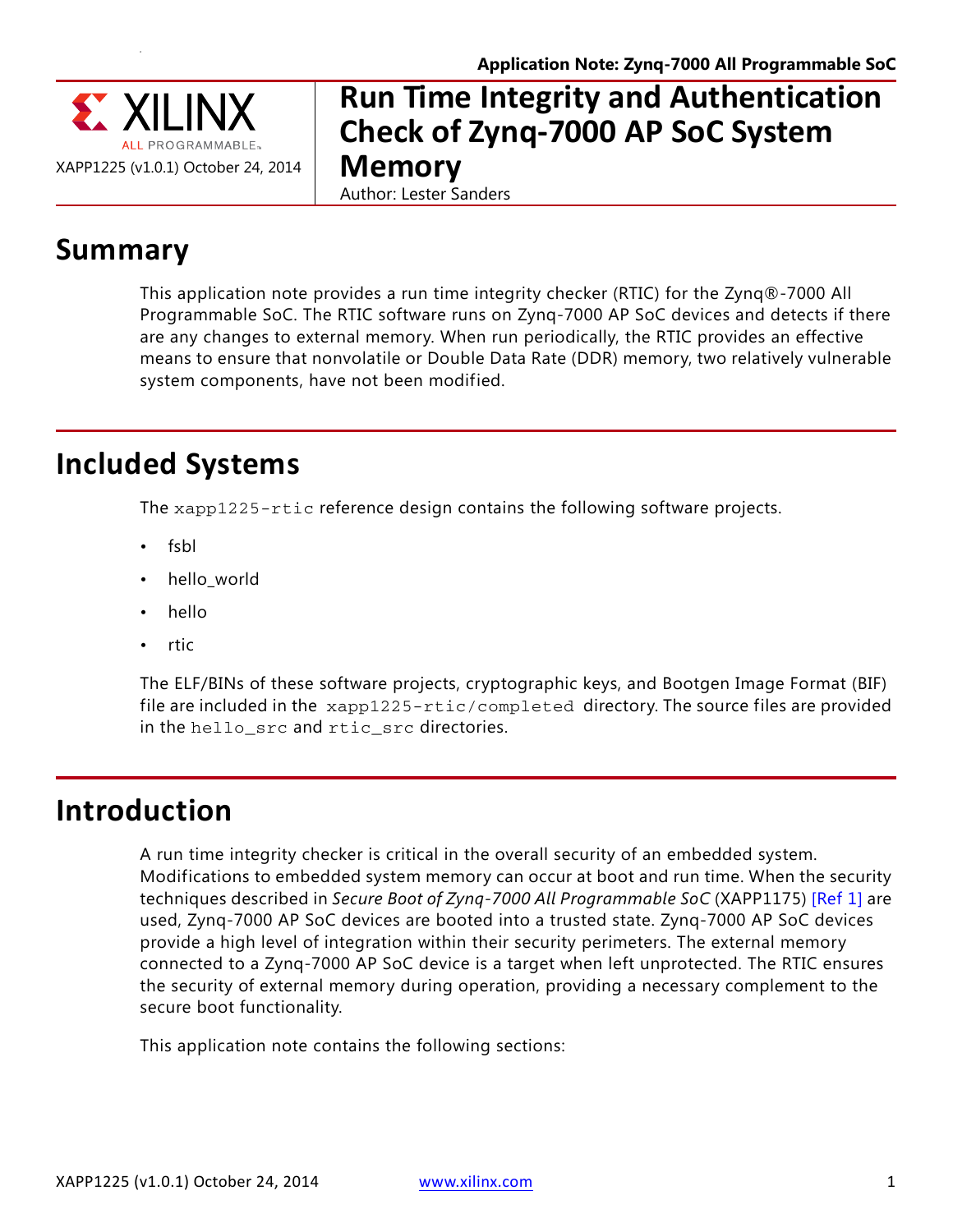# Run Time Integrity and Authentication Check of Zynq-7000 AP SoC System Memory

XAPP1225 (v1.0.1) October 24, 2014

Author: Lester Sanders

## Summary

This application note provides a run time integrity checker (RTIC) for the Zynq®-7000 All Programmable SoC. The RTIC software runs on Zynq-7000 AP SoC devices and detects if there are any changes to external memory. When run periodically, the RTIC provides an effective means to ensure that nonvolatile or Double Data Rate (DDR) memory, two relatively vulnerable system components, have not been modified.

## Included Systems

The `xapp1225-rtic` reference design contains the following software projects.

- fsbl
- hello_world
- hello
- rtic

The ELF/BINs of these software projects, cryptographic keys, and Bootgen Image Format (BIF) file are included in the `xapp1225-rtic/completed` directory. The source files are provided in the `hello_src` and `rtic_src` directories.

## Introduction

A run time integrity checker is critical in the overall security of an embedded system. Modifications to embedded system memory can occur at boot and run time. When the security techniques described in *Secure Boot of Zynq-7000 All Programmable SoC* (XAPP1175) [Ref 1] are used, Zynq-7000 AP SoC devices are booted into a trusted state. Zynq-7000 AP SoC devices provide a high level of integration within their security perimeters. The external memory connected to a Zynq-7000 AP SoC device is a target when left unprotected. The RTIC ensures the security of external memory during operation, providing a necessary complement to the secure boot functionality.

This application note contains the following sections: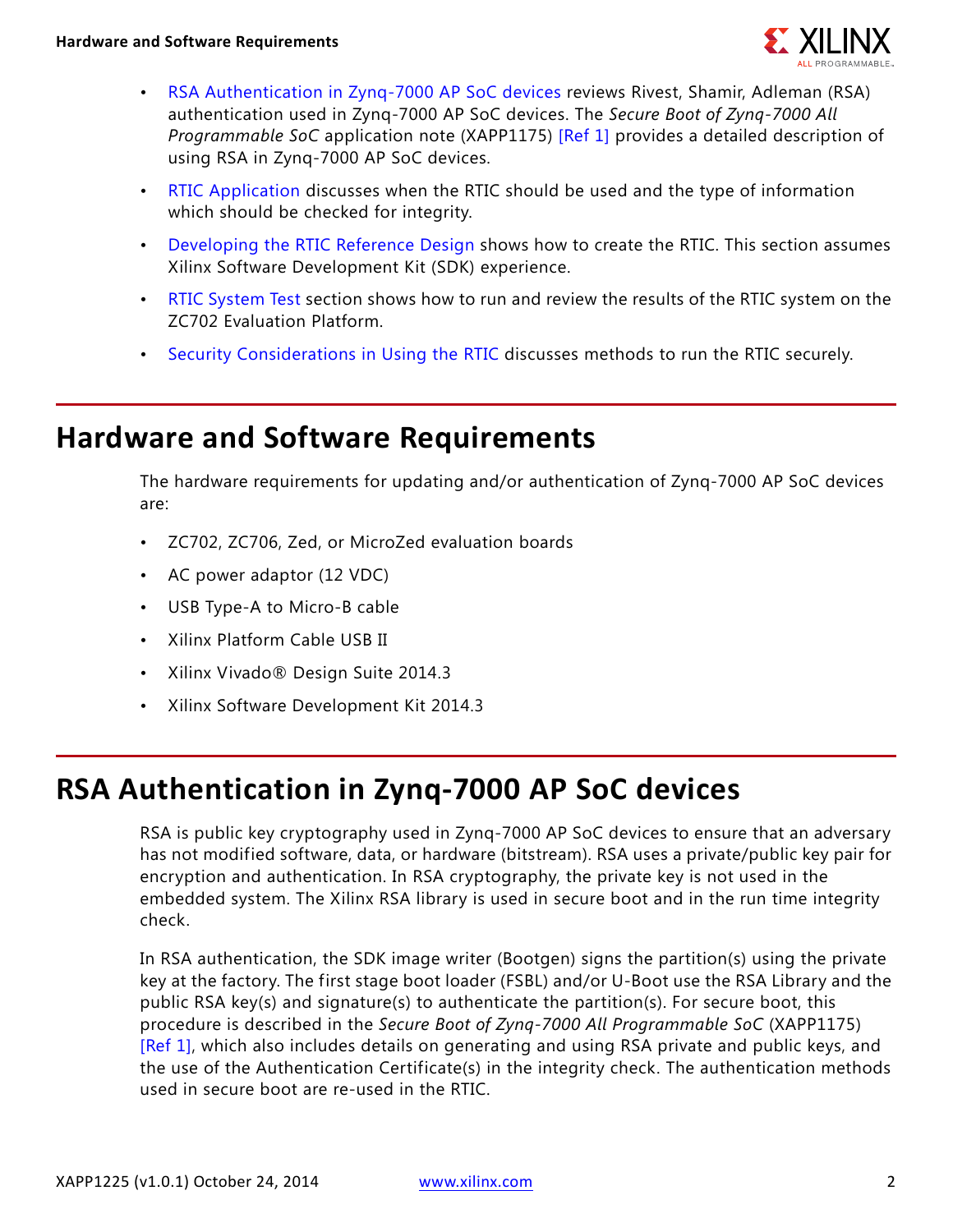- RSA Authentication in Zynq-7000 AP SoC devices reviews Rivest, Shamir, Adleman (RSA) authentication used in Zynq-7000 AP SoC devices. The *Secure Boot of Zynq-7000 All Programmable SoC* application note (XAPP1175) [Ref 1] provides a detailed description of using RSA in Zynq-7000 AP SoC devices.
- RTIC Application discusses when the RTIC should be used and the type of information which should be checked for integrity.
- Developing the RTIC Reference Design shows how to create the RTIC. This section assumes Xilinx Software Development Kit (SDK) experience.
- RTIC System Test section shows how to run and review the results of the RTIC system on the ZC702 Evaluation Platform.
- Security Considerations in Using the RTIC discusses methods to run the RTIC securely.

# Hardware and Software Requirements

The hardware requirements for updating and/or authentication of Zynq-7000 AP SoC devices are:

- ZC702, ZC706, Zed, or MicroZed evaluation boards
- AC power adaptor (12 VDC)
- USB Type-A to Micro-B cable
- Xilinx Platform Cable USB II
- Xilinx Vivado® Design Suite 2014.3
- Xilinx Software Development Kit 2014.3

# RSA Authentication in Zynq-7000 AP SoC devices

RSA is public key cryptography used in Zynq-7000 AP SoC devices to ensure that an adversary has not modified software, data, or hardware (bitstream). RSA uses a private/public key pair for encryption and authentication. In RSA cryptography, the private key is not used in the embedded system. The Xilinx RSA library is used in secure boot and in the run time integrity check.

In RSA authentication, the SDK image writer (Bootgen) signs the partition(s) using the private key at the factory. The first stage boot loader (FSBL) and/or U-Boot use the RSA Library and the public RSA key(s) and signature(s) to authenticate the partition(s). For secure boot, this procedure is described in the *Secure Boot of Zynq-7000 All Programmable SoC* (XAPP1175) [Ref 1], which also includes details on generating and using RSA private and public keys, and the use of the Authentication Certificate(s) in the integrity check. The authentication methods used in secure boot are re-used in the RTIC.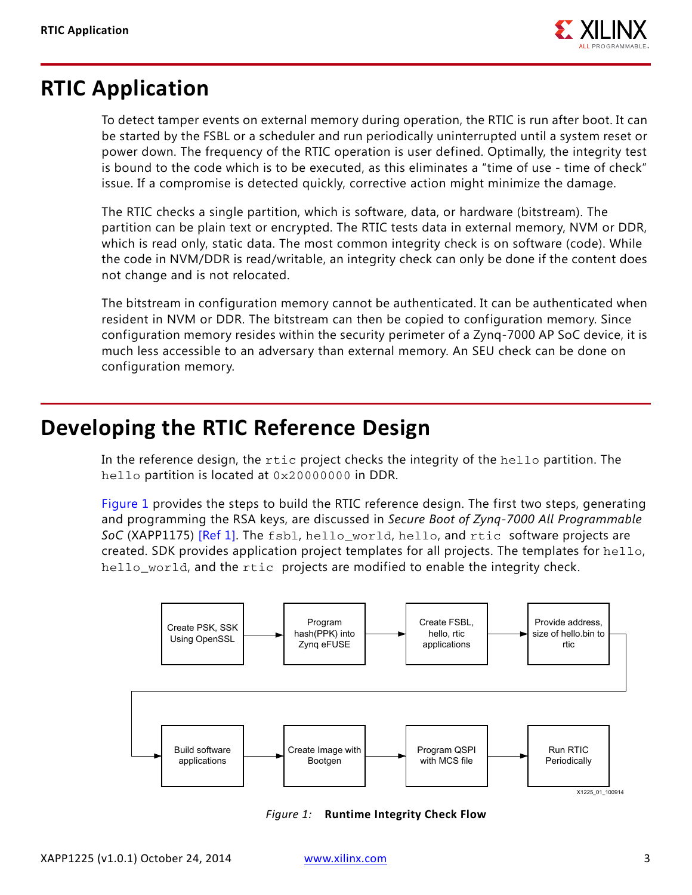## RTIC Application

To detect tamper events on external memory during operation, the RTIC is run after boot. It can be started by the FSBL or a scheduler and run periodically uninterrupted until a system reset or power down. The frequency of the RTIC operation is user defined. Optimally, the integrity test is bound to the code which is to be executed, as this eliminates a "time of use - time of check" issue. If a compromise is detected quickly, corrective action might minimize the damage.

The RTIC checks a single partition, which is software, data, or hardware (bitstream). The partition can be plain text or encrypted. The RTIC tests data in external memory, NVM or DDR, which is read only, static data. The most common integrity check is on software (code). While the code in NVM/DDR is read/writable, an integrity check can only be done if the content does not change and is not relocated.

The bitstream in configuration memory cannot be authenticated. It can be authenticated when resident in NVM or DDR. The bitstream can then be copied to configuration memory. Since configuration memory resides within the security perimeter of a Zynq-7000 AP SoC device, it is much less accessible to an adversary than external memory. An SEU check can be done on configuration memory.

## Developing the RTIC Reference Design

In the reference design, the `rtic` project checks the integrity of the `hello` partition. The `hello` partition is located at `0x20000000` in DDR.

Figure 1 provides the steps to build the RTIC reference design. The first two steps, generating and programming the RSA keys, are discussed in *Secure Boot of Zynq-7000 All Programmable SoC* (XAPP1175) [Ref 1]. The `fsbl`, `hello_world`, `hello`, and `rtic` software projects are created. SDK provides application project templates for all projects. The templates for `hello`, `hello_world`, and the `rtic` projects are modified to enable the integrity check.

Create PSK, SSK Using OpenSSL → Program hash(PPK) into Zynq eFUSE → Create FSBL, hello, rtic applications → Provide address, size of hello.bin to rtic → Build software applications → Create Image with Bootgen → Program QSPI with MCS file → Run RTIC Periodically

X1225_01_100914

*Figure 1:* **Runtime Integrity Check Flow**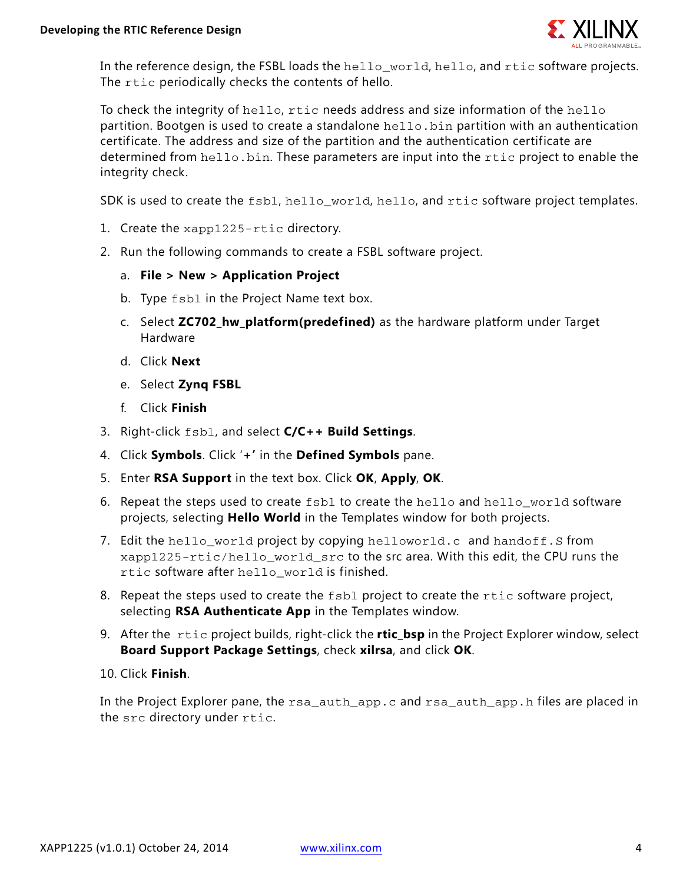In the reference design, the FSBL loads the `hello_world`, `hello`, and `rtic` software projects. The `rtic` periodically checks the contents of hello.

To check the integrity of `hello`, `rtic` needs address and size information of the `hello` partition. Bootgen is used to create a standalone `hello.bin` partition with an authentication certificate. The address and size of the partition and the authentication certificate are determined from `hello.bin`. These parameters are input into the `rtic` project to enable the integrity check.

SDK is used to create the `fsbl`, `hello_world`, `hello`, and `rtic` software project templates.

1. Create the `xapp1225-rtic` directory.
2. Run the following commands to create a FSBL software project.
   a. **File > New > Application Project**
   b. Type `fsbl` in the Project Name text box.
   c. Select **ZC702_hw_platform(predefined)** as the hardware platform under Target Hardware
   d. Click **Next**
   e. Select **Zynq FSBL**
   f. Click **Finish**
3. Right-click `fsbl`, and select **C/C++ Build Settings**.
4. Click **Symbols**. Click '**+**' in the **Defined Symbols** pane.
5. Enter **RSA Support** in the text box. Click **OK**, **Apply**, **OK**.
6. Repeat the steps used to create `fsbl` to create the `hello` and `hello_world` software projects, selecting **Hello World** in the Templates window for both projects.
7. Edit the `hello_world` project by copying `helloworld.c` and `handoff.S` from `xapp1225-rtic/hello_world_src` to the src area. With this edit, the CPU runs the `rtic` software after `hello_world` is finished.
8. Repeat the steps used to create the `fsbl` project to create the `rtic` software project, selecting **RSA Authenticate App** in the Templates window.
9. After the `rtic` project builds, right-click the **rtic_bsp** in the Project Explorer window, select **Board Support Package Settings**, check **xilrsa**, and click **OK**.
10. Click **Finish**.

In the Project Explorer pane, the `rsa_auth_app.c` and `rsa_auth_app.h` files are placed in the `src` directory under `rtic`.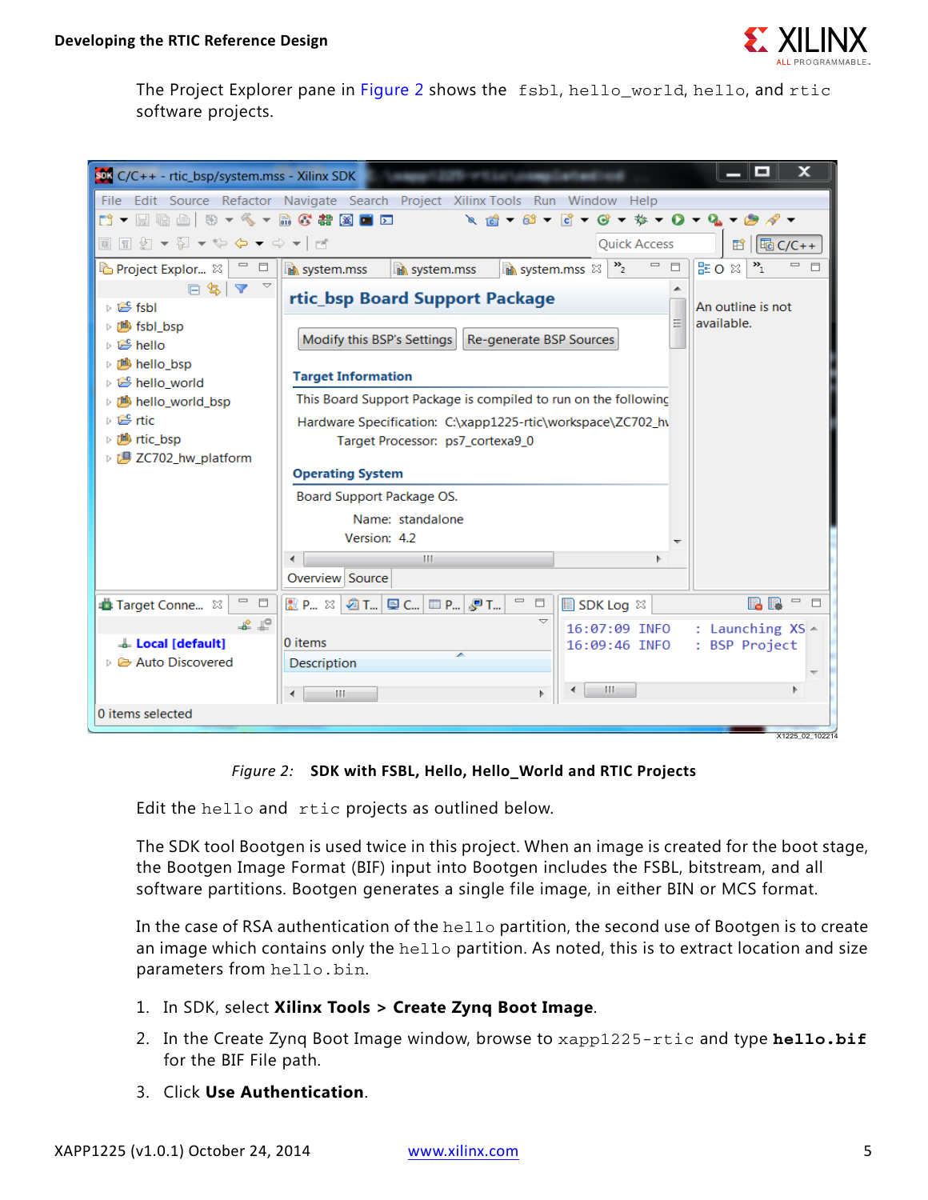The Project Explorer pane in Figure 2 shows the `fsbl`, `hello_world`, `hello`, and `rtic` software projects.

Figure 2: **SDK with FSBL, Hello, Hello_World and RTIC Projects**

Edit the `hello` and `rtic` projects as outlined below.

The SDK tool Bootgen is used twice in this project. When an image is created for the boot stage, the Bootgen Image Format (BIF) input into Bootgen includes the FSBL, bitstream, and all software partitions. Bootgen generates a single file image, in either BIN or MCS format.

In the case of RSA authentication of the `hello` partition, the second use of Bootgen is to create an image which contains only the `hello` partition. As noted, this is to extract location and size parameters from `hello.bin`.

1. In SDK, select **Xilinx Tools > Create Zynq Boot Image**.
2. In the Create Zynq Boot Image window, browse to `xapp1225-rtic` and type **`hello.bif`** for the BIF File path.
3. Click **Use Authentication**.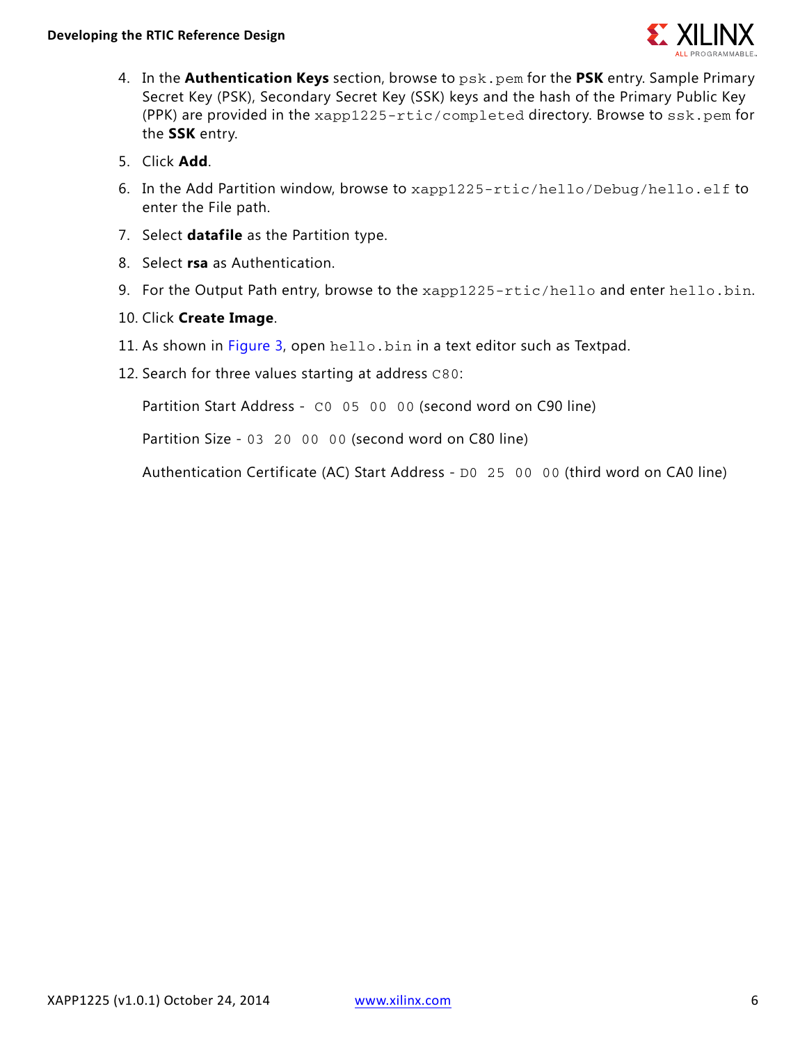4. In the **Authentication Keys** section, browse to `psk.pem` for the **PSK** entry. Sample Primary Secret Key (PSK), Secondary Secret Key (SSK) keys and the hash of the Primary Public Key (PPK) are provided in the `xapp1225-rtic/completed` directory. Browse to `ssk.pem` for the **SSK** entry.
5. Click **Add**.
6. In the Add Partition window, browse to `xapp1225-rtic/hello/Debug/hello.elf` to enter the File path.
7. Select **datafile** as the Partition type.
8. Select **rsa** as Authentication.
9. For the Output Path entry, browse to the `xapp1225-rtic/hello` and enter `hello.bin`.
10. Click **Create Image**.
11. As shown in Figure 3, open `hello.bin` in a text editor such as Textpad.
12. Search for three values starting at address `C80`:

    Partition Start Address - `C0 05 00 00` (second word on C90 line)

    Partition Size - `03 20 00 00` (second word on C80 line)

    Authentication Certificate (AC) Start Address - `D0 25 00 00` (third word on CA0 line)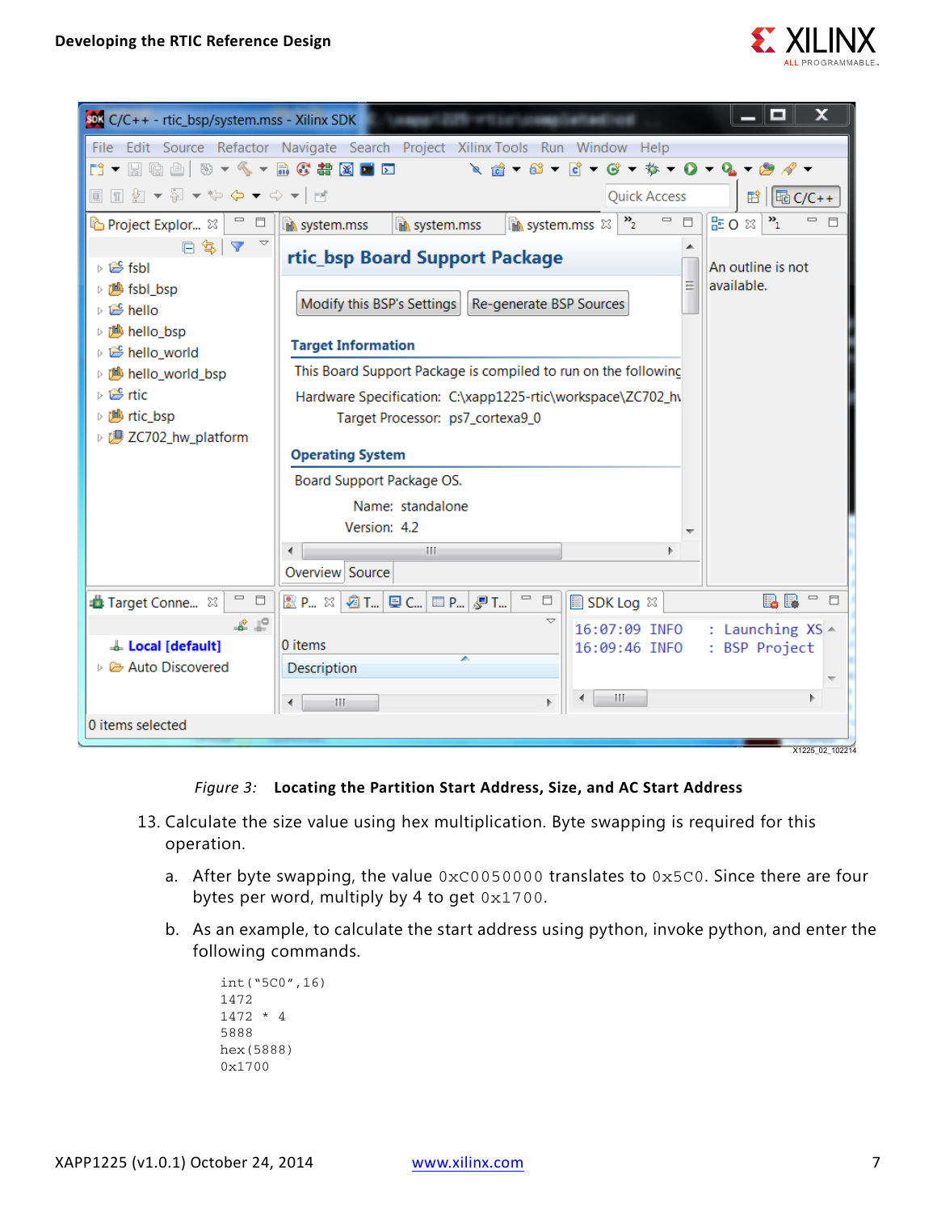*Figure 3:* **Locating the Partition Start Address, Size, and AC Start Address**

13. Calculate the size value using hex multiplication. Byte swapping is required for this operation.

    a. After byte swapping, the value `0xC0050000` translates to `0x5C0`. Since there are four bytes per word, multiply by 4 to get `0x1700`.

    b. As an example, to calculate the start address using python, invoke python, and enter the following commands.

```
int("5C0",16)
1472
1472 * 4
5888
hex(5888)
0x1700
```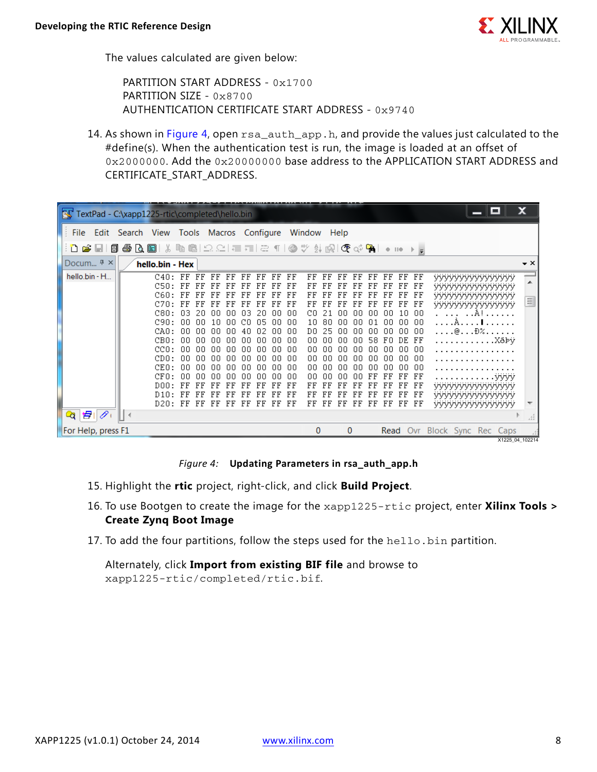The values calculated are given below:

PARTITION START ADDRESS - `0x1700`
PARTITION SIZE - `0x8700`
AUTHENTICATION CERTIFICATE START ADDRESS - `0x9740`

14. As shown in Figure 4, open `rsa_auth_app.h`, and provide the values just calculated to the #define(s). When the authentication test is run, the image is loaded at an offset of `0x2000000`. Add the `0x20000000` base address to the APPLICATION START ADDRESS and CERTIFICATE_START_ADDRESS.

*Figure 4:* **Updating Parameters in rsa_auth_app.h**

15. Highlight the **rtic** project, right-click, and click **Build Project**.
16. To use Bootgen to create the image for the `xapp1225-rtic` project, enter **Xilinx Tools > Create Zynq Boot Image**
17. To add the four partitions, follow the steps used for the `hello.bin` partition.

    Alternately, click **Import from existing BIF file** and browse to `xapp1225-rtic/completed/rtic.bif`.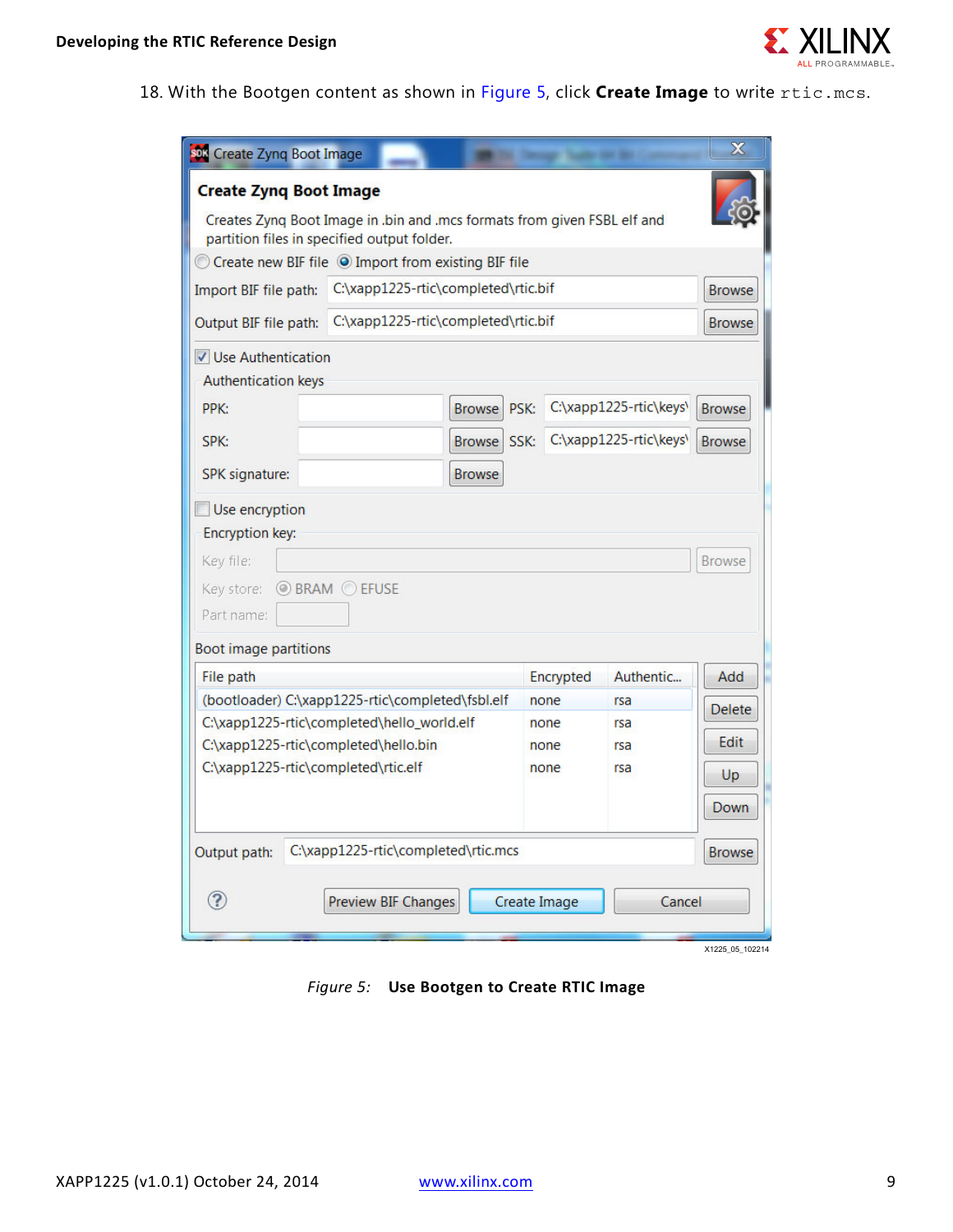18. With the Bootgen content as shown in Figure 5, click **Create Image** to write `rtic.mcs`.

*Figure 5:* **Use Bootgen to Create RTIC Image**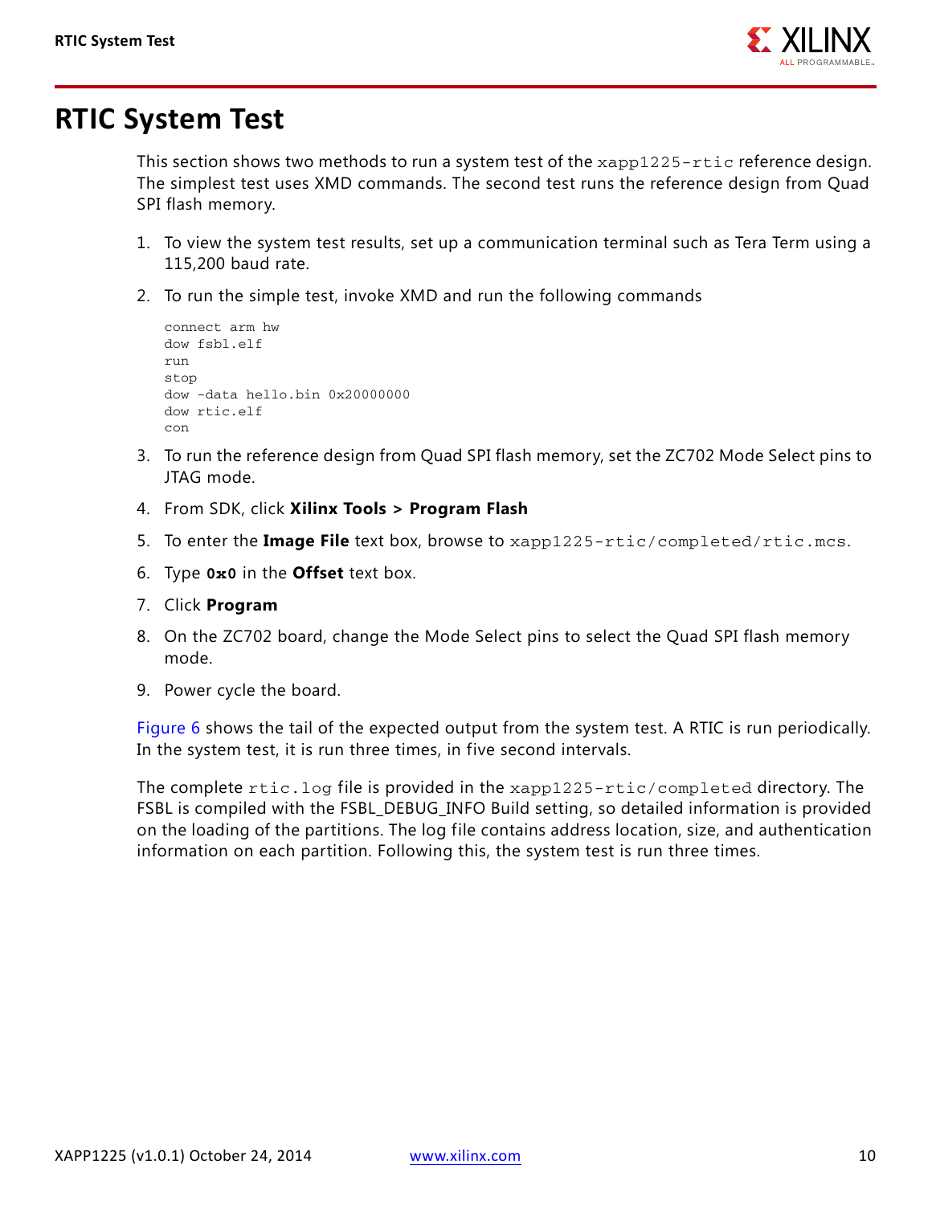# RTIC System Test

This section shows two methods to run a system test of the `xapp1225-rtic` reference design. The simplest test uses XMD commands. The second test runs the reference design from Quad SPI flash memory.

1. To view the system test results, set up a communication terminal such as Tera Term using a 115,200 baud rate.
2. To run the simple test, invoke XMD and run the following commands

   ```
   connect arm hw
   dow fsbl.elf
   run
   stop
   dow -data hello.bin 0x20000000
   dow rtic.elf
   con
   ```

3. To run the reference design from Quad SPI flash memory, set the ZC702 Mode Select pins to JTAG mode.
4. From SDK, click **Xilinx Tools > Program Flash**
5. To enter the **Image File** text box, browse to `xapp1225-rtic/completed/rtic.mcs`.
6. Type **`0x0`** in the **Offset** text box.
7. Click **Program**
8. On the ZC702 board, change the Mode Select pins to select the Quad SPI flash memory mode.
9. Power cycle the board.

Figure 6 shows the tail of the expected output from the system test. A RTIC is run periodically. In the system test, it is run three times, in five second intervals.

The complete `rtic.log` file is provided in the `xapp1225-rtic/completed` directory. The FSBL is compiled with the FSBL_DEBUG_INFO Build setting, so detailed information is provided on the loading of the partitions. The log file contains address location, size, and authentication information on each partition. Following this, the system test is run three times.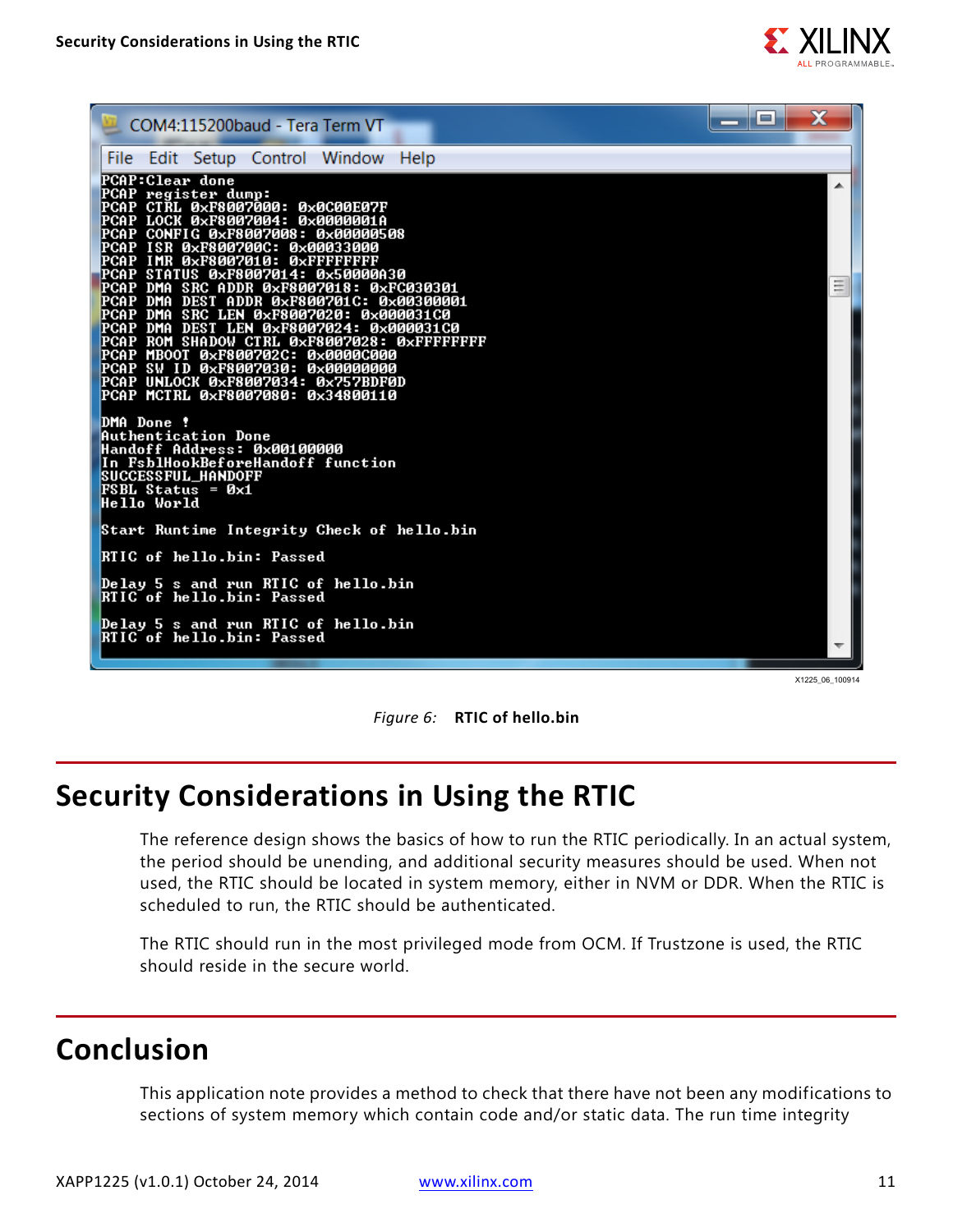```
PCAP:Clear done
PCAP register dump:
PCAP CTRL 0xF8007000: 0x0C00E07F
PCAP LOCK 0xF8007004: 0x0000001A
PCAP CONFIG 0xF8007008: 0x00000508
PCAP ISR 0xF800700C: 0x00033000
PCAP IMR 0xF8007010: 0xFFFFFFFF
PCAP STATUS 0xF8007014: 0x50000A30
PCAP DMA SRC ADDR 0xF8007018: 0xFC030301
PCAP DMA DEST ADDR 0xF800701C: 0x00300001
PCAP DMA SRC LEN 0xF8007020: 0x000031C0
PCAP DMA DEST LEN 0xF8007024: 0x000031C0
PCAP ROM SHADOW CTRL 0xF8007028: 0xFFFFFFFF
PCAP MBOOT 0xF800702C: 0x0000C000
PCAP SW ID 0xF8007030: 0x00000000
PCAP UNLOCK 0xF8007034: 0x757BDF0D
PCAP MCTRL 0xF8007080: 0x34800110

DMA Done !
Authentication Done
Handoff Address: 0x00100000
In FsblHookBeforeHandoff function
SUCCESSFUL_HANDOFF
FSBL Status = 0x1
Hello World

Start Runtime Integrity Check of hello.bin

RTIC of hello.bin: Passed

Delay 5 s and run RTIC of hello.bin
RTIC of hello.bin: Passed

Delay 5 s and run RTIC of hello.bin
RTIC of hello.bin: Passed
```

*Figure 6:* **RTIC of hello.bin**

## Security Considerations in Using the RTIC

The reference design shows the basics of how to run the RTIC periodically. In an actual system, the period should be unending, and additional security measures should be used. When not used, the RTIC should be located in system memory, either in NVM or DDR. When the RTIC is scheduled to run, the RTIC should be authenticated.

The RTIC should run in the most privileged mode from OCM. If Trustzone is used, the RTIC should reside in the secure world.

## Conclusion

This application note provides a method to check that there have not been any modifications to sections of system memory which contain code and/or static data. The run time integrity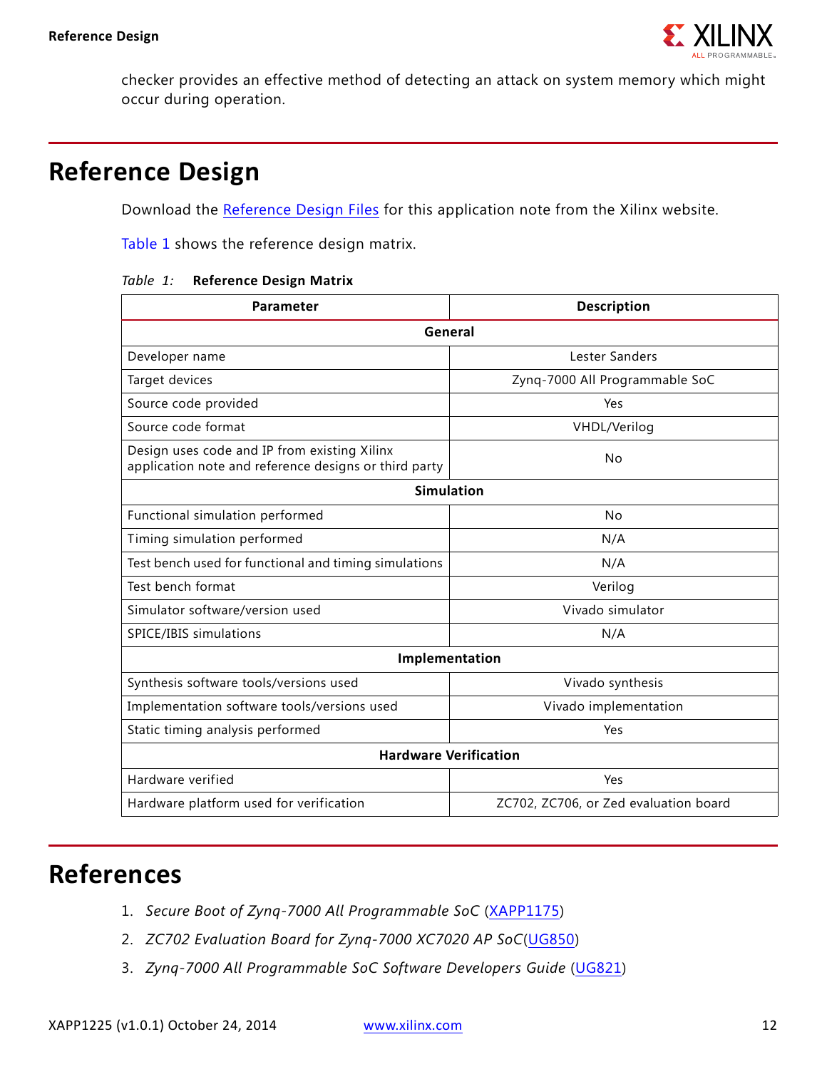checker provides an effective method of detecting an attack on system memory which might occur during operation.

# Reference Design

Download the Reference Design Files for this application note from the Xilinx website.

Table 1 shows the reference design matrix.

*Table 1:* **Reference Design Matrix**

| Parameter | Description |
|---|---|
| **General** | |
| Developer name | Lester Sanders |
| Target devices | Zynq-7000 All Programmable SoC |
| Source code provided | Yes |
| Source code format | VHDL/Verilog |
| Design uses code and IP from existing Xilinx application note and reference designs or third party | No |
| **Simulation** | |
| Functional simulation performed | No |
| Timing simulation performed | N/A |
| Test bench used for functional and timing simulations | N/A |
| Test bench format | Verilog |
| Simulator software/version used | Vivado simulator |
| SPICE/IBIS simulations | N/A |
| **Implementation** | |
| Synthesis software tools/versions used | Vivado synthesis |
| Implementation software tools/versions used | Vivado implementation |
| Static timing analysis performed | Yes |
| **Hardware Verification** | |
| Hardware verified | Yes |
| Hardware platform used for verification | ZC702, ZC706, or Zed evaluation board |

# References

1. *Secure Boot of Zynq-7000 All Programmable SoC* (XAPP1175)
2. *ZC702 Evaluation Board for Zynq-7000 XC7020 AP SoC*(UG850)
3. *Zynq-7000 All Programmable SoC Software Developers Guide* (UG821)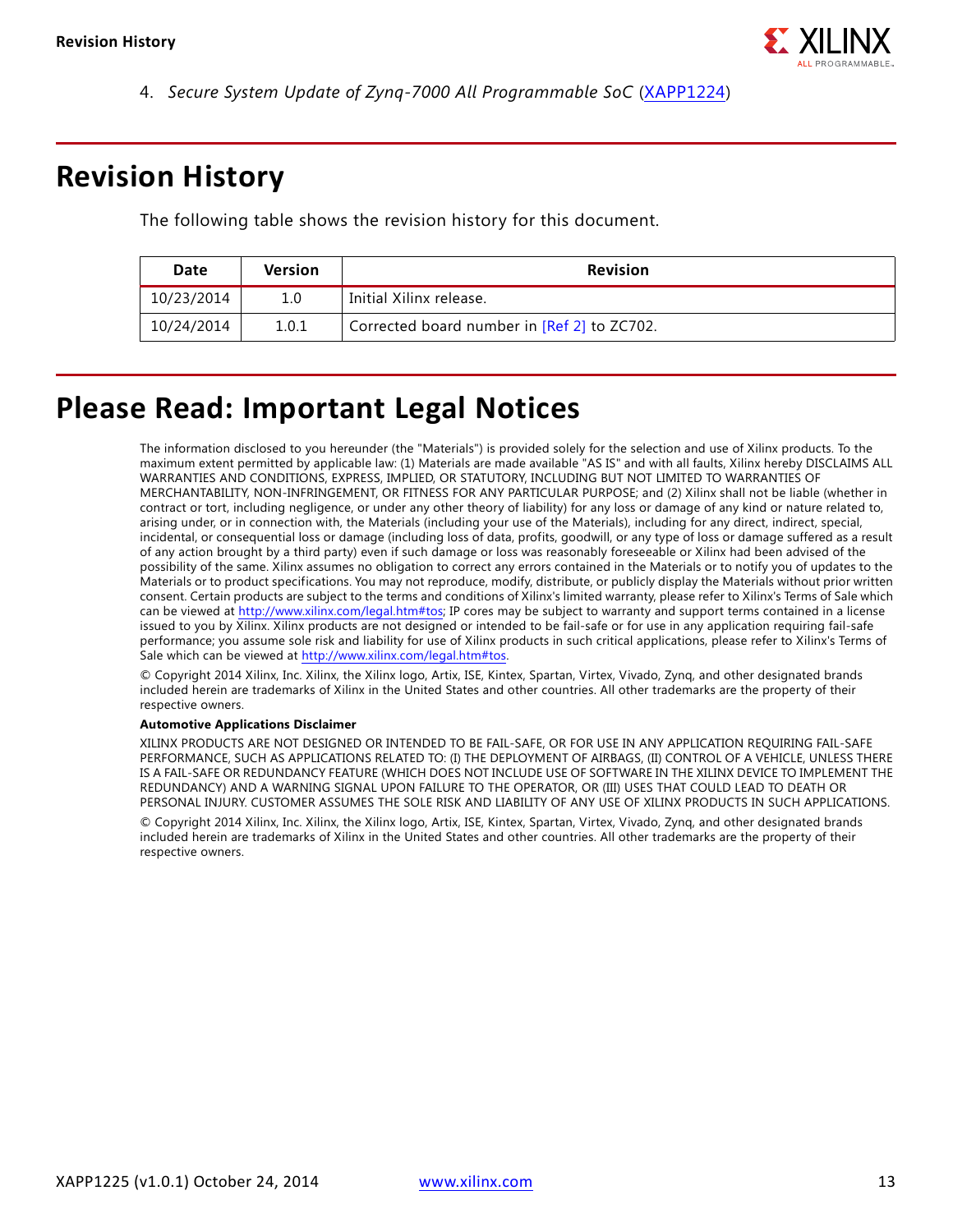4. *Secure System Update of Zynq-7000 All Programmable SoC* (XAPP1224)

## Revision History

The following table shows the revision history for this document.

| Date | Version | Revision |
|---|---|---|
| 10/23/2014 | 1.0 | Initial Xilinx release. |
| 10/24/2014 | 1.0.1 | Corrected board number in [Ref 2] to ZC702. |

## Please Read: Important Legal Notices

The information disclosed to you hereunder (the "Materials") is provided solely for the selection and use of Xilinx products. To the maximum extent permitted by applicable law: (1) Materials are made available "AS IS" and with all faults, Xilinx hereby DISCLAIMS ALL WARRANTIES AND CONDITIONS, EXPRESS, IMPLIED, OR STATUTORY, INCLUDING BUT NOT LIMITED TO WARRANTIES OF MERCHANTABILITY, NON-INFRINGEMENT, OR FITNESS FOR ANY PARTICULAR PURPOSE; and (2) Xilinx shall not be liable (whether in contract or tort, including negligence, or under any other theory of liability) for any loss or damage of any kind or nature related to, arising under, or in connection with, the Materials (including your use of the Materials), including for any direct, indirect, special, incidental, or consequential loss or damage (including loss of data, profits, goodwill, or any type of loss or damage suffered as a result of any action brought by a third party) even if such damage or loss was reasonably foreseeable or Xilinx had been advised of the possibility of the same. Xilinx assumes no obligation to correct any errors contained in the Materials or to notify you of updates to the Materials or to product specifications. You may not reproduce, modify, distribute, or publicly display the Materials without prior written consent. Certain products are subject to the terms and conditions of Xilinx's limited warranty, please refer to Xilinx's Terms of Sale which can be viewed at http://www.xilinx.com/legal.htm#tos; IP cores may be subject to warranty and support terms contained in a license issued to you by Xilinx. Xilinx products are not designed or intended to be fail-safe or for use in any application requiring fail-safe performance; you assume sole risk and liability for use of Xilinx products in such critical applications, please refer to Xilinx's Terms of Sale which can be viewed at http://www.xilinx.com/legal.htm#tos.

© Copyright 2014 Xilinx, Inc. Xilinx, the Xilinx logo, Artix, ISE, Kintex, Spartan, Virtex, Vivado, Zynq, and other designated brands included herein are trademarks of Xilinx in the United States and other countries. All other trademarks are the property of their respective owners.

**Automotive Applications Disclaimer**

XILINX PRODUCTS ARE NOT DESIGNED OR INTENDED TO BE FAIL-SAFE, OR FOR USE IN ANY APPLICATION REQUIRING FAIL-SAFE PERFORMANCE, SUCH AS APPLICATIONS RELATED TO: (I) THE DEPLOYMENT OF AIRBAGS, (II) CONTROL OF A VEHICLE, UNLESS THERE IS A FAIL-SAFE OR REDUNDANCY FEATURE (WHICH DOES NOT INCLUDE USE OF SOFTWARE IN THE XILINX DEVICE TO IMPLEMENT THE REDUNDANCY) AND A WARNING SIGNAL UPON FAILURE TO THE OPERATOR, OR (III) USES THAT COULD LEAD TO DEATH OR PERSONAL INJURY. CUSTOMER ASSUMES THE SOLE RISK AND LIABILITY OF ANY USE OF XILINX PRODUCTS IN SUCH APPLICATIONS.

© Copyright 2014 Xilinx, Inc. Xilinx, the Xilinx logo, Artix, ISE, Kintex, Spartan, Virtex, Vivado, Zynq, and other designated brands included herein are trademarks of Xilinx in the United States and other countries. All other trademarks are the property of their respective owners.